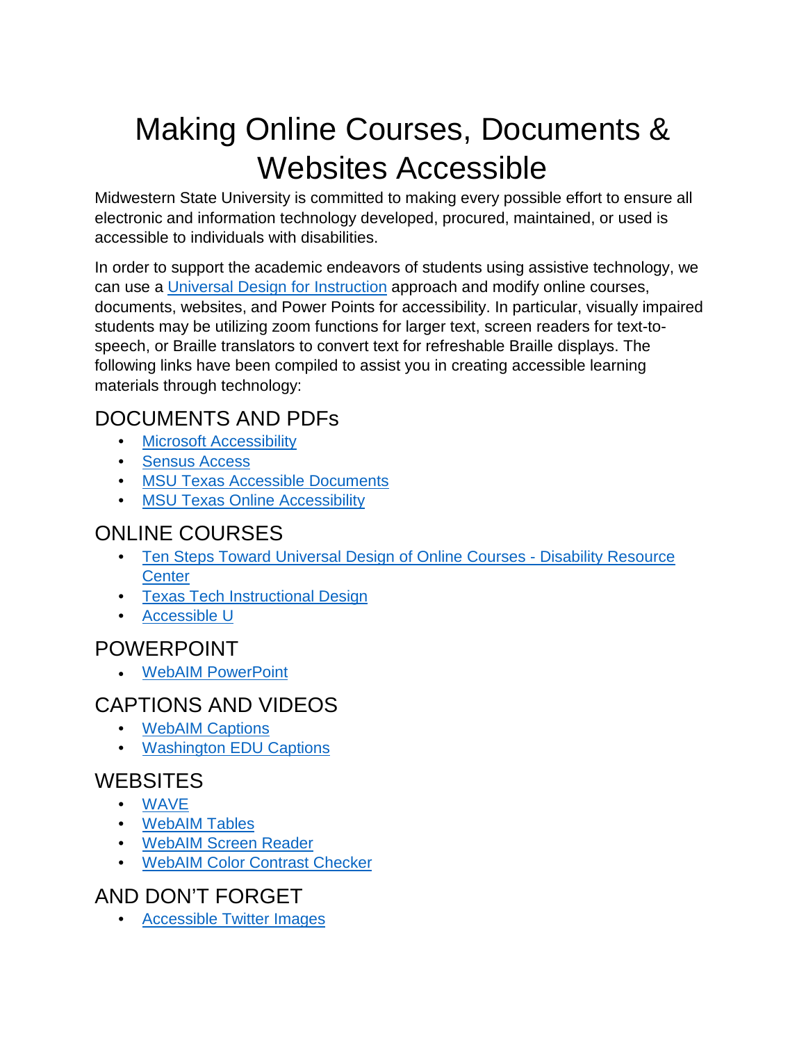# Making Online Courses, Documents & Websites Accessible

Midwestern State University is committed to making every possible effort to ensure all electronic and information technology developed, procured, maintained, or used is accessible to individuals with disabilities.

In order to support the academic endeavors of students using assistive technology, we can use a Universal Design for Instruction approach and modify online courses, documents, websites, and Power Points for accessibility. In particular, visually impaired students may be utilizing zoom functions for larger text, screen readers for text-to-speech, or Braille translators to convert text for refreshable Braille displays. The following links have been compiled to assist you in creating accessible learning materials through technology:

## DOCUMENTS AND PDFs

- Microsoft Accessibility
- Sensus Access
- MSU Texas Accessible Documents
- MSU Texas Online Accessibility

## ONLINE COURSES

- Ten Steps Toward Universal Design of Online Courses - Disability Resource Center
- Texas Tech Instructional Design
- Accessible U

## POWERPOINT

- WebAIM PowerPoint

## CAPTIONS AND VIDEOS

- WebAIM Captions
- Washington EDU Captions

## WEBSITES

- WAVE
- WebAIM Tables
- WebAIM Screen Reader
- WebAIM Color Contrast Checker

## AND DON'T FORGET

- Accessible Twitter Images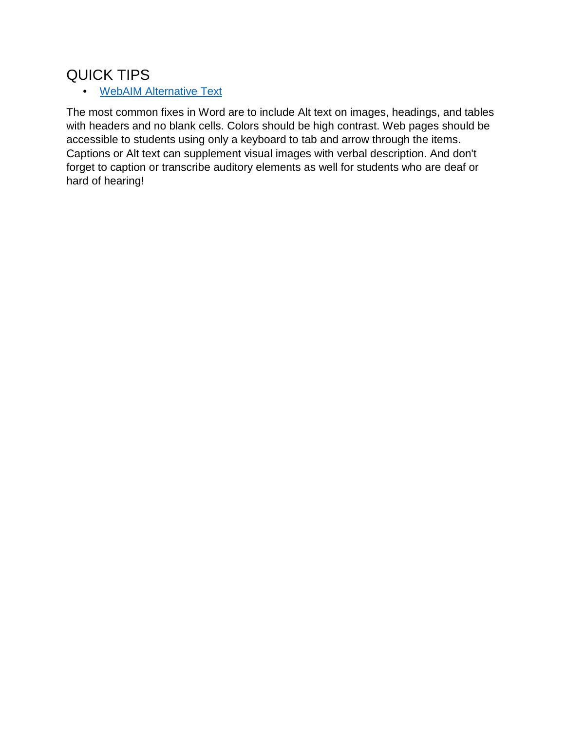# QUICK TIPS

- WebAIM Alternative Text

The most common fixes in Word are to include Alt text on images, headings, and tables with headers and no blank cells. Colors should be high contrast. Web pages should be accessible to students using only a keyboard to tab and arrow through the items. Captions or Alt text can supplement visual images with verbal description. And don't forget to caption or transcribe auditory elements as well for students who are deaf or hard of hearing!